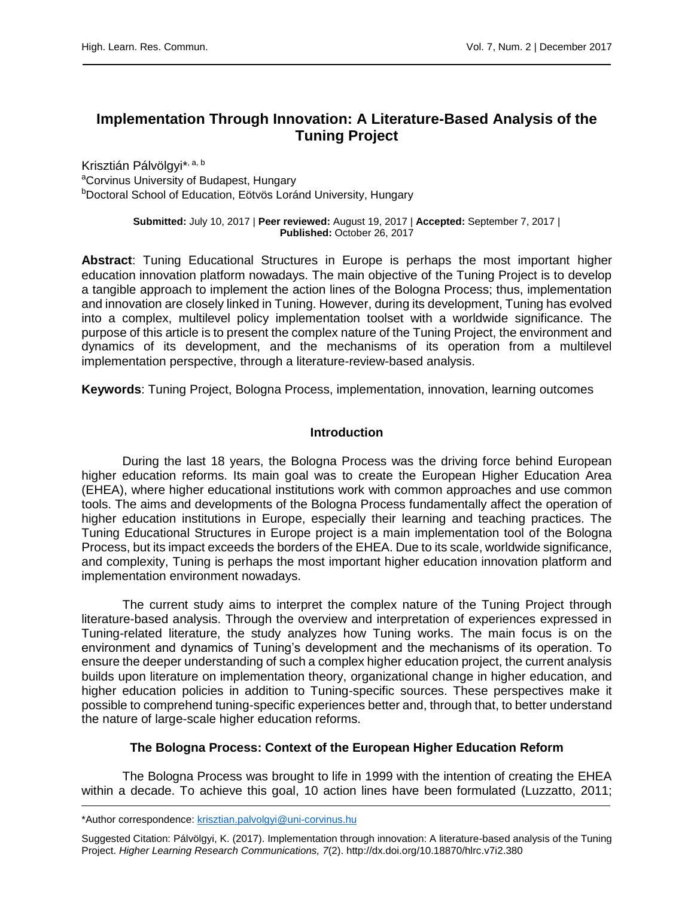# Implementation Through Innovation: A Literature-Based Analysis of the Tuning Project

Krisztián Pálvölgyi*[a, b]

[a]Corvinus University of Budapest, Hungary

[b]Doctoral School of Education, Eötvös Loránd University, Hungary

**Submitted:** July 10, 2017 | **Peer reviewed:** August 19, 2017 | **Accepted:** September 7, 2017 | **Published:** October 26, 2017

**Abstract**: Tuning Educational Structures in Europe is perhaps the most important higher education innovation platform nowadays. The main objective of the Tuning Project is to develop a tangible approach to implement the action lines of the Bologna Process; thus, implementation and innovation are closely linked in Tuning. However, during its development, Tuning has evolved into a complex, multilevel policy implementation toolset with a worldwide significance. The purpose of this article is to present the complex nature of the Tuning Project, the environment and dynamics of its development, and the mechanisms of its operation from a multilevel implementation perspective, through a literature-review-based analysis.

**Keywords**: Tuning Project, Bologna Process, implementation, innovation, learning outcomes

## Introduction

During the last 18 years, the Bologna Process was the driving force behind European higher education reforms. Its main goal was to create the European Higher Education Area (EHEA), where higher educational institutions work with common approaches and use common tools. The aims and developments of the Bologna Process fundamentally affect the operation of higher education institutions in Europe, especially their learning and teaching practices. The Tuning Educational Structures in Europe project is a main implementation tool of the Bologna Process, but its impact exceeds the borders of the EHEA. Due to its scale, worldwide significance, and complexity, Tuning is perhaps the most important higher education innovation platform and implementation environment nowadays.

The current study aims to interpret the complex nature of the Tuning Project through literature-based analysis. Through the overview and interpretation of experiences expressed in Tuning-related literature, the study analyzes how Tuning works. The main focus is on the environment and dynamics of Tuning's development and the mechanisms of its operation. To ensure the deeper understanding of such a complex higher education project, the current analysis builds upon literature on implementation theory, organizational change in higher education, and higher education policies in addition to Tuning-specific sources. These perspectives make it possible to comprehend tuning-specific experiences better and, through that, to better understand the nature of large-scale higher education reforms.

## The Bologna Process: Context of the European Higher Education Reform

The Bologna Process was brought to life in 1999 with the intention of creating the EHEA within a decade. To achieve this goal, 10 action lines have been formulated (Luzzatto, 2011;

---

*Author correspondence: krisztian.palvolgyi@uni-corvinus.hu

Suggested Citation: Pálvölgyi, K. (2017). Implementation through innovation: A literature-based analysis of the Tuning Project. *Higher Learning Research Communications, 7*(2). http://dx.doi.org/10.18870/hlrc.v7i2.380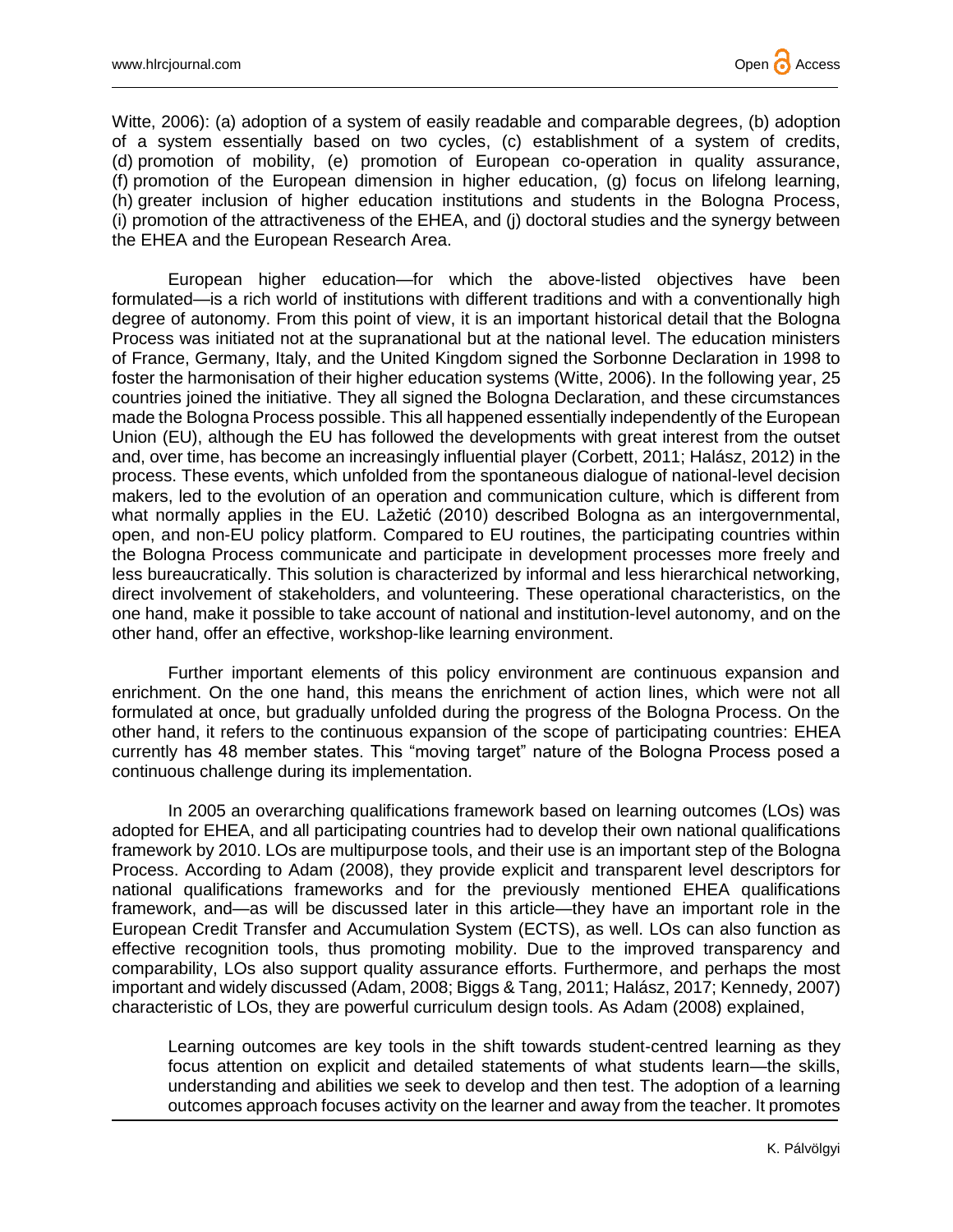Witte, 2006): (a) adoption of a system of easily readable and comparable degrees, (b) adoption of a system essentially based on two cycles, (c) establishment of a system of credits, (d) promotion of mobility, (e) promotion of European co-operation in quality assurance, (f) promotion of the European dimension in higher education, (g) focus on lifelong learning, (h) greater inclusion of higher education institutions and students in the Bologna Process, (i) promotion of the attractiveness of the EHEA, and (j) doctoral studies and the synergy between the EHEA and the European Research Area.

European higher education—for which the above-listed objectives have been formulated—is a rich world of institutions with different traditions and with a conventionally high degree of autonomy. From this point of view, it is an important historical detail that the Bologna Process was initiated not at the supranational but at the national level. The education ministers of France, Germany, Italy, and the United Kingdom signed the Sorbonne Declaration in 1998 to foster the harmonisation of their higher education systems (Witte, 2006). In the following year, 25 countries joined the initiative. They all signed the Bologna Declaration, and these circumstances made the Bologna Process possible. This all happened essentially independently of the European Union (EU), although the EU has followed the developments with great interest from the outset and, over time, has become an increasingly influential player (Corbett, 2011; Halász, 2012) in the process. These events, which unfolded from the spontaneous dialogue of national-level decision makers, led to the evolution of an operation and communication culture, which is different from what normally applies in the EU. Lažetić (2010) described Bologna as an intergovernmental, open, and non-EU policy platform. Compared to EU routines, the participating countries within the Bologna Process communicate and participate in development processes more freely and less bureaucratically. This solution is characterized by informal and less hierarchical networking, direct involvement of stakeholders, and volunteering. These operational characteristics, on the one hand, make it possible to take account of national and institution-level autonomy, and on the other hand, offer an effective, workshop-like learning environment.

Further important elements of this policy environment are continuous expansion and enrichment. On the one hand, this means the enrichment of action lines, which were not all formulated at once, but gradually unfolded during the progress of the Bologna Process. On the other hand, it refers to the continuous expansion of the scope of participating countries: EHEA currently has 48 member states. This "moving target" nature of the Bologna Process posed a continuous challenge during its implementation.

In 2005 an overarching qualifications framework based on learning outcomes (LOs) was adopted for EHEA, and all participating countries had to develop their own national qualifications framework by 2010. LOs are multipurpose tools, and their use is an important step of the Bologna Process. According to Adam (2008), they provide explicit and transparent level descriptors for national qualifications frameworks and for the previously mentioned EHEA qualifications framework, and—as will be discussed later in this article—they have an important role in the European Credit Transfer and Accumulation System (ECTS), as well. LOs can also function as effective recognition tools, thus promoting mobility. Due to the improved transparency and comparability, LOs also support quality assurance efforts. Furthermore, and perhaps the most important and widely discussed (Adam, 2008; Biggs & Tang, 2011; Halász, 2017; Kennedy, 2007) characteristic of LOs, they are powerful curriculum design tools. As Adam (2008) explained,

> Learning outcomes are key tools in the shift towards student-centred learning as they focus attention on explicit and detailed statements of what students learn—the skills, understanding and abilities we seek to develop and then test. The adoption of a learning outcomes approach focuses activity on the learner and away from the teacher. It promotes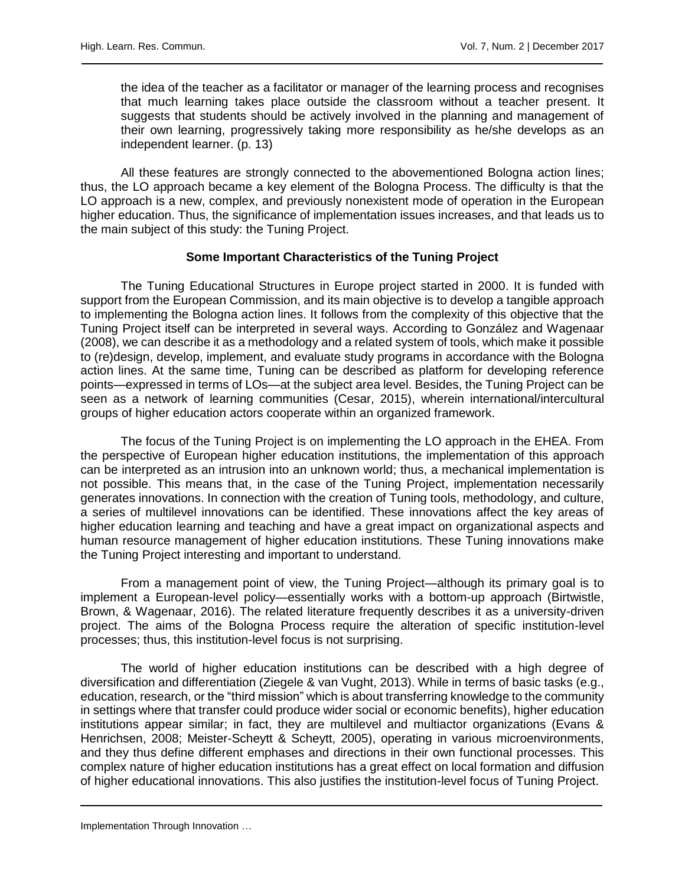> the idea of the teacher as a facilitator or manager of the learning process and recognises that much learning takes place outside the classroom without a teacher present. It suggests that students should be actively involved in the planning and management of their own learning, progressively taking more responsibility as he/she develops as an independent learner. (p. 13)

All these features are strongly connected to the abovementioned Bologna action lines; thus, the LO approach became a key element of the Bologna Process. The difficulty is that the LO approach is a new, complex, and previously nonexistent mode of operation in the European higher education. Thus, the significance of implementation issues increases, and that leads us to the main subject of this study: the Tuning Project.

## Some Important Characteristics of the Tuning Project

The Tuning Educational Structures in Europe project started in 2000. It is funded with support from the European Commission, and its main objective is to develop a tangible approach to implementing the Bologna action lines. It follows from the complexity of this objective that the Tuning Project itself can be interpreted in several ways. According to González and Wagenaar (2008), we can describe it as a methodology and a related system of tools, which make it possible to (re)design, develop, implement, and evaluate study programs in accordance with the Bologna action lines. At the same time, Tuning can be described as platform for developing reference points—expressed in terms of LOs—at the subject area level. Besides, the Tuning Project can be seen as a network of learning communities (Cesar, 2015), wherein international/intercultural groups of higher education actors cooperate within an organized framework.

The focus of the Tuning Project is on implementing the LO approach in the EHEA. From the perspective of European higher education institutions, the implementation of this approach can be interpreted as an intrusion into an unknown world; thus, a mechanical implementation is not possible. This means that, in the case of the Tuning Project, implementation necessarily generates innovations. In connection with the creation of Tuning tools, methodology, and culture, a series of multilevel innovations can be identified. These innovations affect the key areas of higher education learning and teaching and have a great impact on organizational aspects and human resource management of higher education institutions. These Tuning innovations make the Tuning Project interesting and important to understand.

From a management point of view, the Tuning Project—although its primary goal is to implement a European-level policy—essentially works with a bottom-up approach (Birtwistle, Brown, & Wagenaar, 2016). The related literature frequently describes it as a university-driven project. The aims of the Bologna Process require the alteration of specific institution-level processes; thus, this institution-level focus is not surprising.

The world of higher education institutions can be described with a high degree of diversification and differentiation (Ziegele & van Vught, 2013). While in terms of basic tasks (e.g., education, research, or the "third mission" which is about transferring knowledge to the community in settings where that transfer could produce wider social or economic benefits), higher education institutions appear similar; in fact, they are multilevel and multiactor organizations (Evans & Henrichsen, 2008; Meister-Scheytt & Scheytt, 2005), operating in various microenvironments, and they thus define different emphases and directions in their own functional processes. This complex nature of higher education institutions has a great effect on local formation and diffusion of higher educational innovations. This also justifies the institution-level focus of Tuning Project.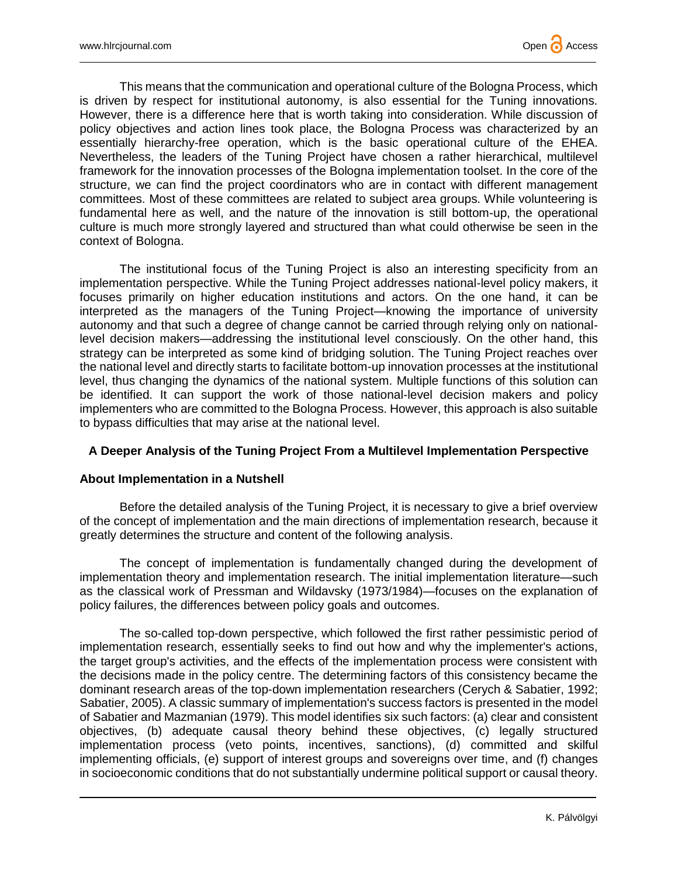This means that the communication and operational culture of the Bologna Process, which is driven by respect for institutional autonomy, is also essential for the Tuning innovations. However, there is a difference here that is worth taking into consideration. While discussion of policy objectives and action lines took place, the Bologna Process was characterized by an essentially hierarchy-free operation, which is the basic operational culture of the EHEA. Nevertheless, the leaders of the Tuning Project have chosen a rather hierarchical, multilevel framework for the innovation processes of the Bologna implementation toolset. In the core of the structure, we can find the project coordinators who are in contact with different management committees. Most of these committees are related to subject area groups. While volunteering is fundamental here as well, and the nature of the innovation is still bottom-up, the operational culture is much more strongly layered and structured than what could otherwise be seen in the context of Bologna.

The institutional focus of the Tuning Project is also an interesting specificity from an implementation perspective. While the Tuning Project addresses national-level policy makers, it focuses primarily on higher education institutions and actors. On the one hand, it can be interpreted as the managers of the Tuning Project—knowing the importance of university autonomy and that such a degree of change cannot be carried through relying only on national-level decision makers—addressing the institutional level consciously. On the other hand, this strategy can be interpreted as some kind of bridging solution. The Tuning Project reaches over the national level and directly starts to facilitate bottom-up innovation processes at the institutional level, thus changing the dynamics of the national system. Multiple functions of this solution can be identified. It can support the work of those national-level decision makers and policy implementers who are committed to the Bologna Process. However, this approach is also suitable to bypass difficulties that may arise at the national level.

## A Deeper Analysis of the Tuning Project From a Multilevel Implementation Perspective

### About Implementation in a Nutshell

Before the detailed analysis of the Tuning Project, it is necessary to give a brief overview of the concept of implementation and the main directions of implementation research, because it greatly determines the structure and content of the following analysis.

The concept of implementation is fundamentally changed during the development of implementation theory and implementation research. The initial implementation literature—such as the classical work of Pressman and Wildavsky (1973/1984)—focuses on the explanation of policy failures, the differences between policy goals and outcomes.

The so-called top-down perspective, which followed the first rather pessimistic period of implementation research, essentially seeks to find out how and why the implementer's actions, the target group's activities, and the effects of the implementation process were consistent with the decisions made in the policy centre. The determining factors of this consistency became the dominant research areas of the top-down implementation researchers (Cerych & Sabatier, 1992; Sabatier, 2005). A classic summary of implementation's success factors is presented in the model of Sabatier and Mazmanian (1979). This model identifies six such factors: (a) clear and consistent objectives, (b) adequate causal theory behind these objectives, (c) legally structured implementation process (veto points, incentives, sanctions), (d) committed and skilful implementing officials, (e) support of interest groups and sovereigns over time, and (f) changes in socioeconomic conditions that do not substantially undermine political support or causal theory.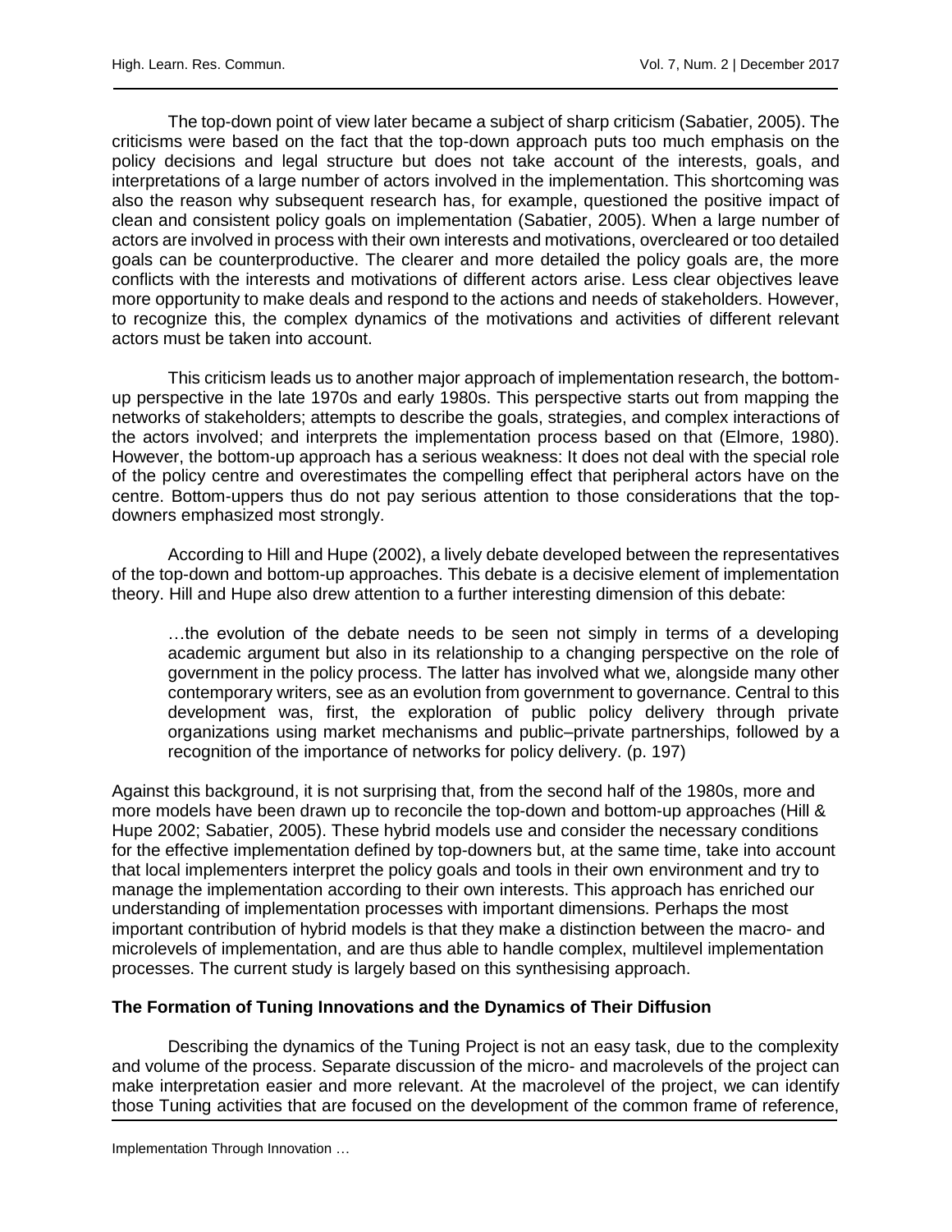The top-down point of view later became a subject of sharp criticism (Sabatier, 2005). The criticisms were based on the fact that the top-down approach puts too much emphasis on the policy decisions and legal structure but does not take account of the interests, goals, and interpretations of a large number of actors involved in the implementation. This shortcoming was also the reason why subsequent research has, for example, questioned the positive impact of clean and consistent policy goals on implementation (Sabatier, 2005). When a large number of actors are involved in process with their own interests and motivations, overcleared or too detailed goals can be counterproductive. The clearer and more detailed the policy goals are, the more conflicts with the interests and motivations of different actors arise. Less clear objectives leave more opportunity to make deals and respond to the actions and needs of stakeholders. However, to recognize this, the complex dynamics of the motivations and activities of different relevant actors must be taken into account.

This criticism leads us to another major approach of implementation research, the bottom-up perspective in the late 1970s and early 1980s. This perspective starts out from mapping the networks of stakeholders; attempts to describe the goals, strategies, and complex interactions of the actors involved; and interprets the implementation process based on that (Elmore, 1980). However, the bottom-up approach has a serious weakness: It does not deal with the special role of the policy centre and overestimates the compelling effect that peripheral actors have on the centre. Bottom-uppers thus do not pay serious attention to those considerations that the top-downers emphasized most strongly.

According to Hill and Hupe (2002), a lively debate developed between the representatives of the top-down and bottom-up approaches. This debate is a decisive element of implementation theory. Hill and Hupe also drew attention to a further interesting dimension of this debate:

> …the evolution of the debate needs to be seen not simply in terms of a developing academic argument but also in its relationship to a changing perspective on the role of government in the policy process. The latter has involved what we, alongside many other contemporary writers, see as an evolution from government to governance. Central to this development was, first, the exploration of public policy delivery through private organizations using market mechanisms and public–private partnerships, followed by a recognition of the importance of networks for policy delivery. (p. 197)

Against this background, it is not surprising that, from the second half of the 1980s, more and more models have been drawn up to reconcile the top-down and bottom-up approaches (Hill & Hupe 2002; Sabatier, 2005). These hybrid models use and consider the necessary conditions for the effective implementation defined by top-downers but, at the same time, take into account that local implementers interpret the policy goals and tools in their own environment and try to manage the implementation according to their own interests. This approach has enriched our understanding of implementation processes with important dimensions. Perhaps the most important contribution of hybrid models is that they make a distinction between the macro- and microlevels of implementation, and are thus able to handle complex, multilevel implementation processes. The current study is largely based on this synthesising approach.

**The Formation of Tuning Innovations and the Dynamics of Their Diffusion**

Describing the dynamics of the Tuning Project is not an easy task, due to the complexity and volume of the process. Separate discussion of the micro- and macrolevels of the project can make interpretation easier and more relevant. At the macrolevel of the project, we can identify those Tuning activities that are focused on the development of the common frame of reference,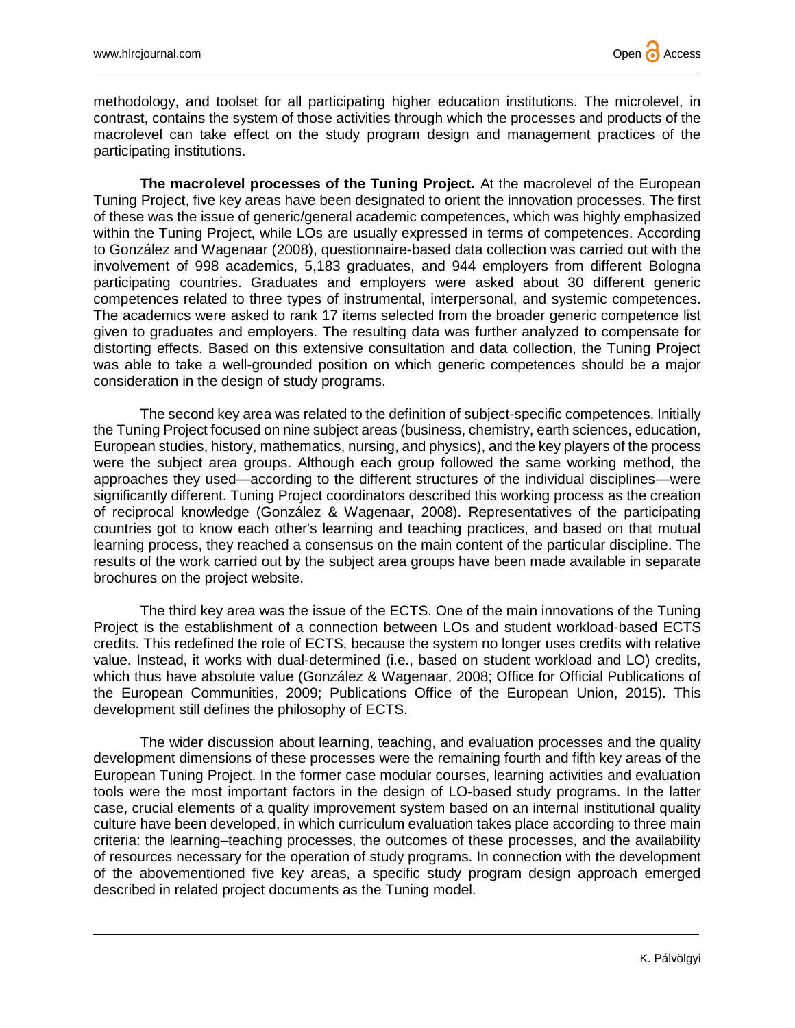methodology, and toolset for all participating higher education institutions. The microlevel, in contrast, contains the system of those activities through which the processes and products of the macrolevel can take effect on the study program design and management practices of the participating institutions.

**The macrolevel processes of the Tuning Project.** At the macrolevel of the European Tuning Project, five key areas have been designated to orient the innovation processes. The first of these was the issue of generic/general academic competences, which was highly emphasized within the Tuning Project, while LOs are usually expressed in terms of competences. According to González and Wagenaar (2008), questionnaire-based data collection was carried out with the involvement of 998 academics, 5,183 graduates, and 944 employers from different Bologna participating countries. Graduates and employers were asked about 30 different generic competences related to three types of instrumental, interpersonal, and systemic competences. The academics were asked to rank 17 items selected from the broader generic competence list given to graduates and employers. The resulting data was further analyzed to compensate for distorting effects. Based on this extensive consultation and data collection, the Tuning Project was able to take a well-grounded position on which generic competences should be a major consideration in the design of study programs.

The second key area was related to the definition of subject-specific competences. Initially the Tuning Project focused on nine subject areas (business, chemistry, earth sciences, education, European studies, history, mathematics, nursing, and physics), and the key players of the process were the subject area groups. Although each group followed the same working method, the approaches they used—according to the different structures of the individual disciplines—were significantly different. Tuning Project coordinators described this working process as the creation of reciprocal knowledge (González & Wagenaar, 2008). Representatives of the participating countries got to know each other's learning and teaching practices, and based on that mutual learning process, they reached a consensus on the main content of the particular discipline. The results of the work carried out by the subject area groups have been made available in separate brochures on the project website.

The third key area was the issue of the ECTS. One of the main innovations of the Tuning Project is the establishment of a connection between LOs and student workload-based ECTS credits. This redefined the role of ECTS, because the system no longer uses credits with relative value. Instead, it works with dual-determined (i.e., based on student workload and LO) credits, which thus have absolute value (González & Wagenaar, 2008; Office for Official Publications of the European Communities, 2009; Publications Office of the European Union, 2015). This development still defines the philosophy of ECTS.

The wider discussion about learning, teaching, and evaluation processes and the quality development dimensions of these processes were the remaining fourth and fifth key areas of the European Tuning Project. In the former case modular courses, learning activities and evaluation tools were the most important factors in the design of LO-based study programs. In the latter case, crucial elements of a quality improvement system based on an internal institutional quality culture have been developed, in which curriculum evaluation takes place according to three main criteria: the learning–teaching processes, the outcomes of these processes, and the availability of resources necessary for the operation of study programs. In connection with the development of the abovementioned five key areas, a specific study program design approach emerged described in related project documents as the Tuning model.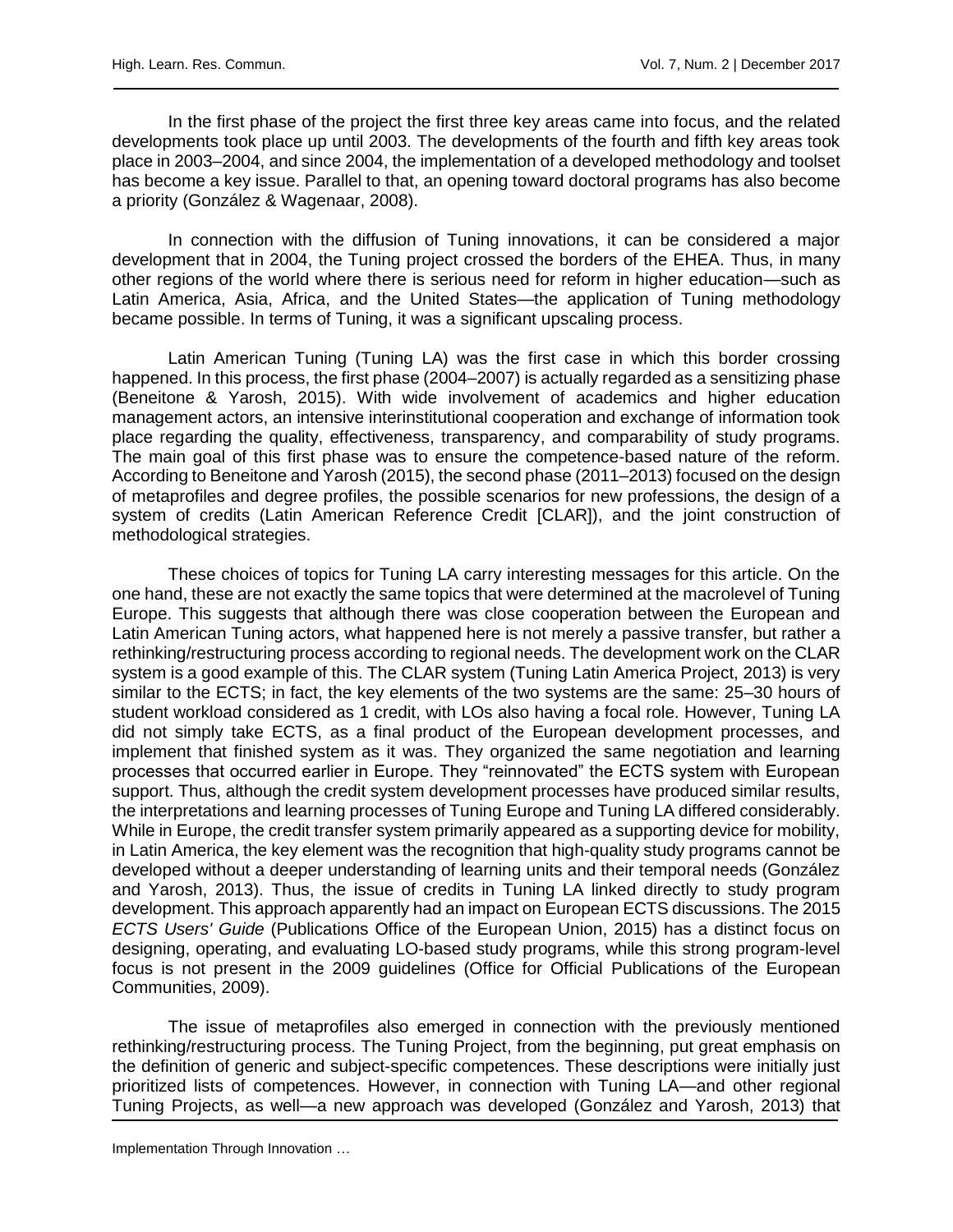In the first phase of the project the first three key areas came into focus, and the related developments took place up until 2003. The developments of the fourth and fifth key areas took place in 2003–2004, and since 2004, the implementation of a developed methodology and toolset has become a key issue. Parallel to that, an opening toward doctoral programs has also become a priority (González & Wagenaar, 2008).

In connection with the diffusion of Tuning innovations, it can be considered a major development that in 2004, the Tuning project crossed the borders of the EHEA. Thus, in many other regions of the world where there is serious need for reform in higher education—such as Latin America, Asia, Africa, and the United States—the application of Tuning methodology became possible. In terms of Tuning, it was a significant upscaling process.

Latin American Tuning (Tuning LA) was the first case in which this border crossing happened. In this process, the first phase (2004–2007) is actually regarded as a sensitizing phase (Beneitone & Yarosh, 2015). With wide involvement of academics and higher education management actors, an intensive interinstitutional cooperation and exchange of information took place regarding the quality, effectiveness, transparency, and comparability of study programs. The main goal of this first phase was to ensure the competence-based nature of the reform. According to Beneitone and Yarosh (2015), the second phase (2011–2013) focused on the design of metaprofiles and degree profiles, the possible scenarios for new professions, the design of a system of credits (Latin American Reference Credit [CLAR]), and the joint construction of methodological strategies.

These choices of topics for Tuning LA carry interesting messages for this article. On the one hand, these are not exactly the same topics that were determined at the macrolevel of Tuning Europe. This suggests that although there was close cooperation between the European and Latin American Tuning actors, what happened here is not merely a passive transfer, but rather a rethinking/restructuring process according to regional needs. The development work on the CLAR system is a good example of this. The CLAR system (Tuning Latin America Project, 2013) is very similar to the ECTS; in fact, the key elements of the two systems are the same: 25–30 hours of student workload considered as 1 credit, with LOs also having a focal role. However, Tuning LA did not simply take ECTS, as a final product of the European development processes, and implement that finished system as it was. They organized the same negotiation and learning processes that occurred earlier in Europe. They "reinnovated" the ECTS system with European support. Thus, although the credit system development processes have produced similar results, the interpretations and learning processes of Tuning Europe and Tuning LA differed considerably. While in Europe, the credit transfer system primarily appeared as a supporting device for mobility, in Latin America, the key element was the recognition that high-quality study programs cannot be developed without a deeper understanding of learning units and their temporal needs (González and Yarosh, 2013). Thus, the issue of credits in Tuning LA linked directly to study program development. This approach apparently had an impact on European ECTS discussions. The 2015 *ECTS Users' Guide* (Publications Office of the European Union, 2015) has a distinct focus on designing, operating, and evaluating LO-based study programs, while this strong program-level focus is not present in the 2009 guidelines (Office for Official Publications of the European Communities, 2009).

The issue of metaprofiles also emerged in connection with the previously mentioned rethinking/restructuring process. The Tuning Project, from the beginning, put great emphasis on the definition of generic and subject-specific competences. These descriptions were initially just prioritized lists of competences. However, in connection with Tuning LA—and other regional Tuning Projects, as well—a new approach was developed (González and Yarosh, 2013) that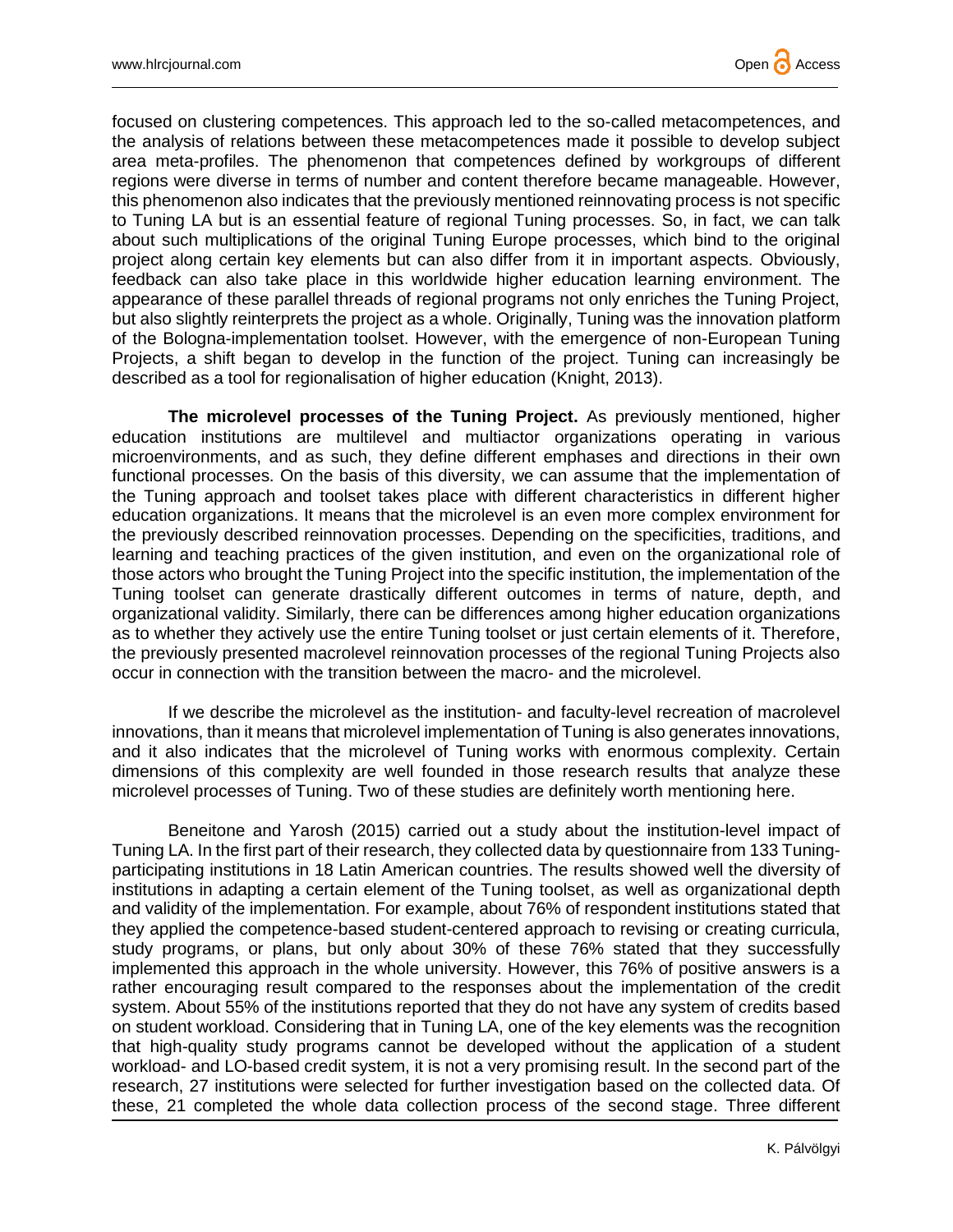focused on clustering competences. This approach led to the so-called metacompetences, and the analysis of relations between these metacompetences made it possible to develop subject area meta-profiles. The phenomenon that competences defined by workgroups of different regions were diverse in terms of number and content therefore became manageable. However, this phenomenon also indicates that the previously mentioned reinnovating process is not specific to Tuning LA but is an essential feature of regional Tuning processes. So, in fact, we can talk about such multiplications of the original Tuning Europe processes, which bind to the original project along certain key elements but can also differ from it in important aspects. Obviously, feedback can also take place in this worldwide higher education learning environment. The appearance of these parallel threads of regional programs not only enriches the Tuning Project, but also slightly reinterprets the project as a whole. Originally, Tuning was the innovation platform of the Bologna-implementation toolset. However, with the emergence of non-European Tuning Projects, a shift began to develop in the function of the project. Tuning can increasingly be described as a tool for regionalisation of higher education (Knight, 2013).

**The microlevel processes of the Tuning Project.** As previously mentioned, higher education institutions are multilevel and multiactor organizations operating in various microenvironments, and as such, they define different emphases and directions in their own functional processes. On the basis of this diversity, we can assume that the implementation of the Tuning approach and toolset takes place with different characteristics in different higher education organizations. It means that the microlevel is an even more complex environment for the previously described reinnovation processes. Depending on the specificities, traditions, and learning and teaching practices of the given institution, and even on the organizational role of those actors who brought the Tuning Project into the specific institution, the implementation of the Tuning toolset can generate drastically different outcomes in terms of nature, depth, and organizational validity. Similarly, there can be differences among higher education organizations as to whether they actively use the entire Tuning toolset or just certain elements of it. Therefore, the previously presented macrolevel reinnovation processes of the regional Tuning Projects also occur in connection with the transition between the macro- and the microlevel.

If we describe the microlevel as the institution- and faculty-level recreation of macrolevel innovations, than it means that microlevel implementation of Tuning is also generates innovations, and it also indicates that the microlevel of Tuning works with enormous complexity. Certain dimensions of this complexity are well founded in those research results that analyze these microlevel processes of Tuning. Two of these studies are definitely worth mentioning here.

Beneitone and Yarosh (2015) carried out a study about the institution-level impact of Tuning LA. In the first part of their research, they collected data by questionnaire from 133 Tuning-participating institutions in 18 Latin American countries. The results showed well the diversity of institutions in adapting a certain element of the Tuning toolset, as well as organizational depth and validity of the implementation. For example, about 76% of respondent institutions stated that they applied the competence-based student-centered approach to revising or creating curricula, study programs, or plans, but only about 30% of these 76% stated that they successfully implemented this approach in the whole university. However, this 76% of positive answers is a rather encouraging result compared to the responses about the implementation of the credit system. About 55% of the institutions reported that they do not have any system of credits based on student workload. Considering that in Tuning LA, one of the key elements was the recognition that high-quality study programs cannot be developed without the application of a student workload- and LO-based credit system, it is not a very promising result. In the second part of the research, 27 institutions were selected for further investigation based on the collected data. Of these, 21 completed the whole data collection process of the second stage. Three different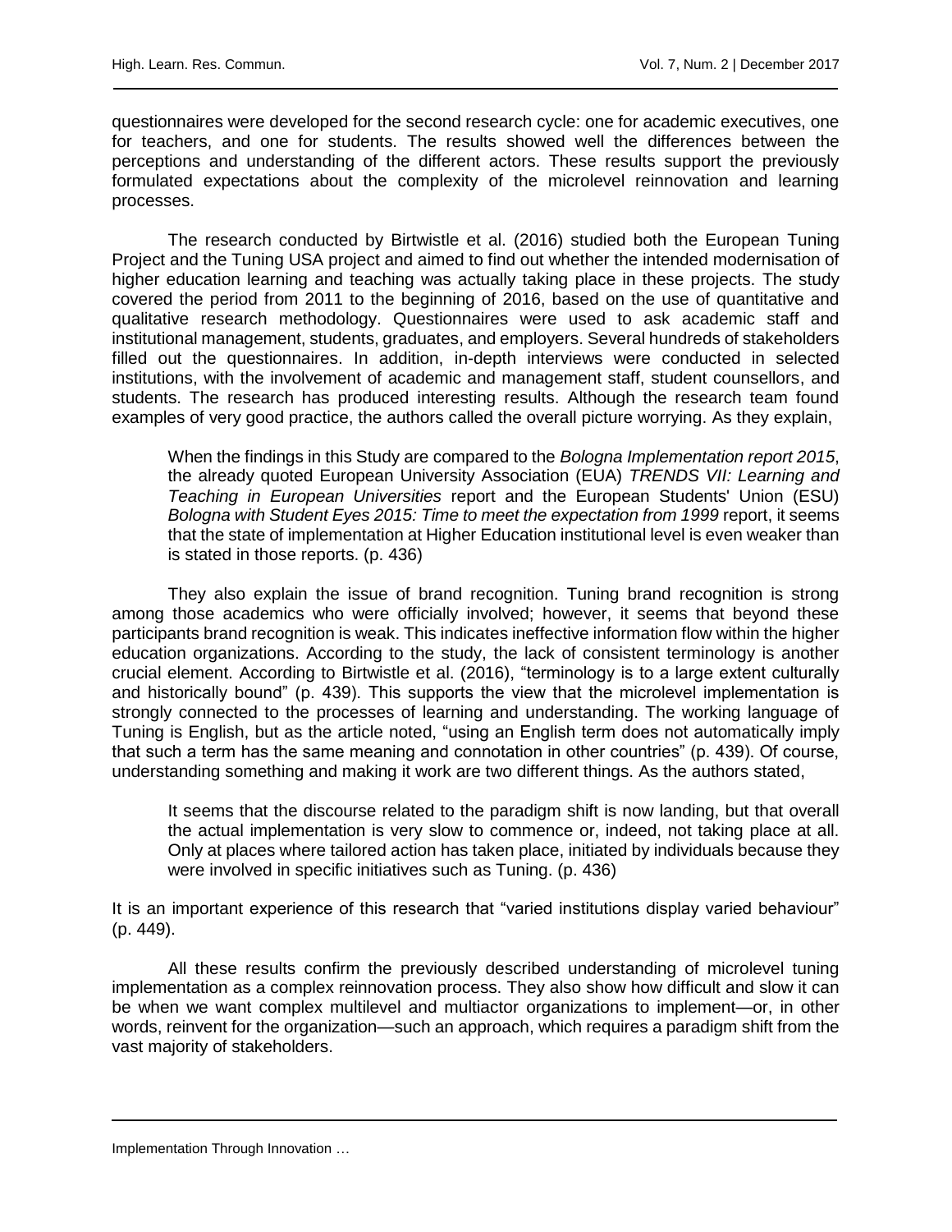questionnaires were developed for the second research cycle: one for academic executives, one for teachers, and one for students. The results showed well the differences between the perceptions and understanding of the different actors. These results support the previously formulated expectations about the complexity of the microlevel reinnovation and learning processes.

The research conducted by Birtwistle et al. (2016) studied both the European Tuning Project and the Tuning USA project and aimed to find out whether the intended modernisation of higher education learning and teaching was actually taking place in these projects. The study covered the period from 2011 to the beginning of 2016, based on the use of quantitative and qualitative research methodology. Questionnaires were used to ask academic staff and institutional management, students, graduates, and employers. Several hundreds of stakeholders filled out the questionnaires. In addition, in-depth interviews were conducted in selected institutions, with the involvement of academic and management staff, student counsellors, and students. The research has produced interesting results. Although the research team found examples of very good practice, the authors called the overall picture worrying. As they explain,

> When the findings in this Study are compared to the *Bologna Implementation report 2015*, the already quoted European University Association (EUA) *TRENDS VII: Learning and Teaching in European Universities* report and the European Students' Union (ESU) *Bologna with Student Eyes 2015: Time to meet the expectation from 1999* report, it seems that the state of implementation at Higher Education institutional level is even weaker than is stated in those reports. (p. 436)

They also explain the issue of brand recognition. Tuning brand recognition is strong among those academics who were officially involved; however, it seems that beyond these participants brand recognition is weak. This indicates ineffective information flow within the higher education organizations. According to the study, the lack of consistent terminology is another crucial element. According to Birtwistle et al. (2016), "terminology is to a large extent culturally and historically bound" (p. 439). This supports the view that the microlevel implementation is strongly connected to the processes of learning and understanding. The working language of Tuning is English, but as the article noted, "using an English term does not automatically imply that such a term has the same meaning and connotation in other countries" (p. 439). Of course, understanding something and making it work are two different things. As the authors stated,

> It seems that the discourse related to the paradigm shift is now landing, but that overall the actual implementation is very slow to commence or, indeed, not taking place at all. Only at places where tailored action has taken place, initiated by individuals because they were involved in specific initiatives such as Tuning. (p. 436)

It is an important experience of this research that "varied institutions display varied behaviour" (p. 449).

All these results confirm the previously described understanding of microlevel tuning implementation as a complex reinnovation process. They also show how difficult and slow it can be when we want complex multilevel and multiactor organizations to implement—or, in other words, reinvent for the organization—such an approach, which requires a paradigm shift from the vast majority of stakeholders.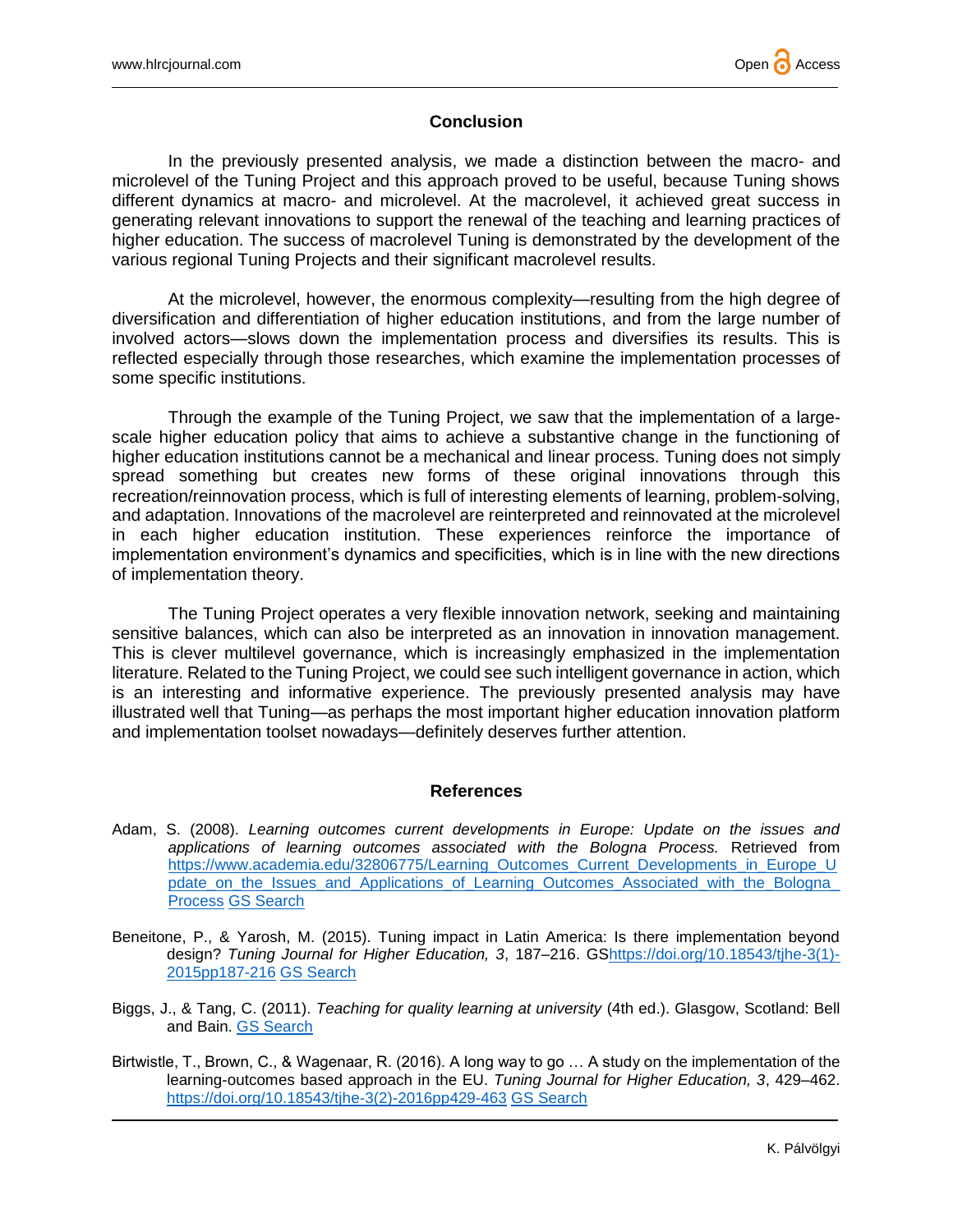## Conclusion

In the previously presented analysis, we made a distinction between the macro- and microlevel of the Tuning Project and this approach proved to be useful, because Tuning shows different dynamics at macro- and microlevel. At the macrolevel, it achieved great success in generating relevant innovations to support the renewal of the teaching and learning practices of higher education. The success of macrolevel Tuning is demonstrated by the development of the various regional Tuning Projects and their significant macrolevel results.

At the microlevel, however, the enormous complexity—resulting from the high degree of diversification and differentiation of higher education institutions, and from the large number of involved actors—slows down the implementation process and diversifies its results. This is reflected especially through those researches, which examine the implementation processes of some specific institutions.

Through the example of the Tuning Project, we saw that the implementation of a large-scale higher education policy that aims to achieve a substantive change in the functioning of higher education institutions cannot be a mechanical and linear process. Tuning does not simply spread something but creates new forms of these original innovations through this recreation/reinnovation process, which is full of interesting elements of learning, problem-solving, and adaptation. Innovations of the macrolevel are reinterpreted and reinnovated at the microlevel in each higher education institution. These experiences reinforce the importance of implementation environment's dynamics and specificities, which is in line with the new directions of implementation theory.

The Tuning Project operates a very flexible innovation network, seeking and maintaining sensitive balances, which can also be interpreted as an innovation in innovation management. This is clever multilevel governance, which is increasingly emphasized in the implementation literature. Related to the Tuning Project, we could see such intelligent governance in action, which is an interesting and informative experience. The previously presented analysis may have illustrated well that Tuning—as perhaps the most important higher education innovation platform and implementation toolset nowadays—definitely deserves further attention.

## References

Adam, S. (2008). *Learning outcomes current developments in Europe: Update on the issues and applications of learning outcomes associated with the Bologna Process.* Retrieved from https://www.academia.edu/32806775/Learning_Outcomes_Current_Developments_in_Europe_Update_on_the_Issues_and_Applications_of_Learning_Outcomes_Associated_with_the_Bologna_Process GS Search

Beneitone, P., & Yarosh, M. (2015). Tuning impact in Latin America: Is there implementation beyond design? *Tuning Journal for Higher Education, 3*, 187–216. GShttps://doi.org/10.18543/tjhe-3(1)-2015pp187-216 GS Search

Biggs, J., & Tang, C. (2011). *Teaching for quality learning at university* (4th ed.). Glasgow, Scotland: Bell and Bain. GS Search

Birtwistle, T., Brown, C., & Wagenaar, R. (2016). A long way to go … A study on the implementation of the learning-outcomes based approach in the EU. *Tuning Journal for Higher Education, 3*, 429–462. https://doi.org/10.18543/tjhe-3(2)-2016pp429-463 GS Search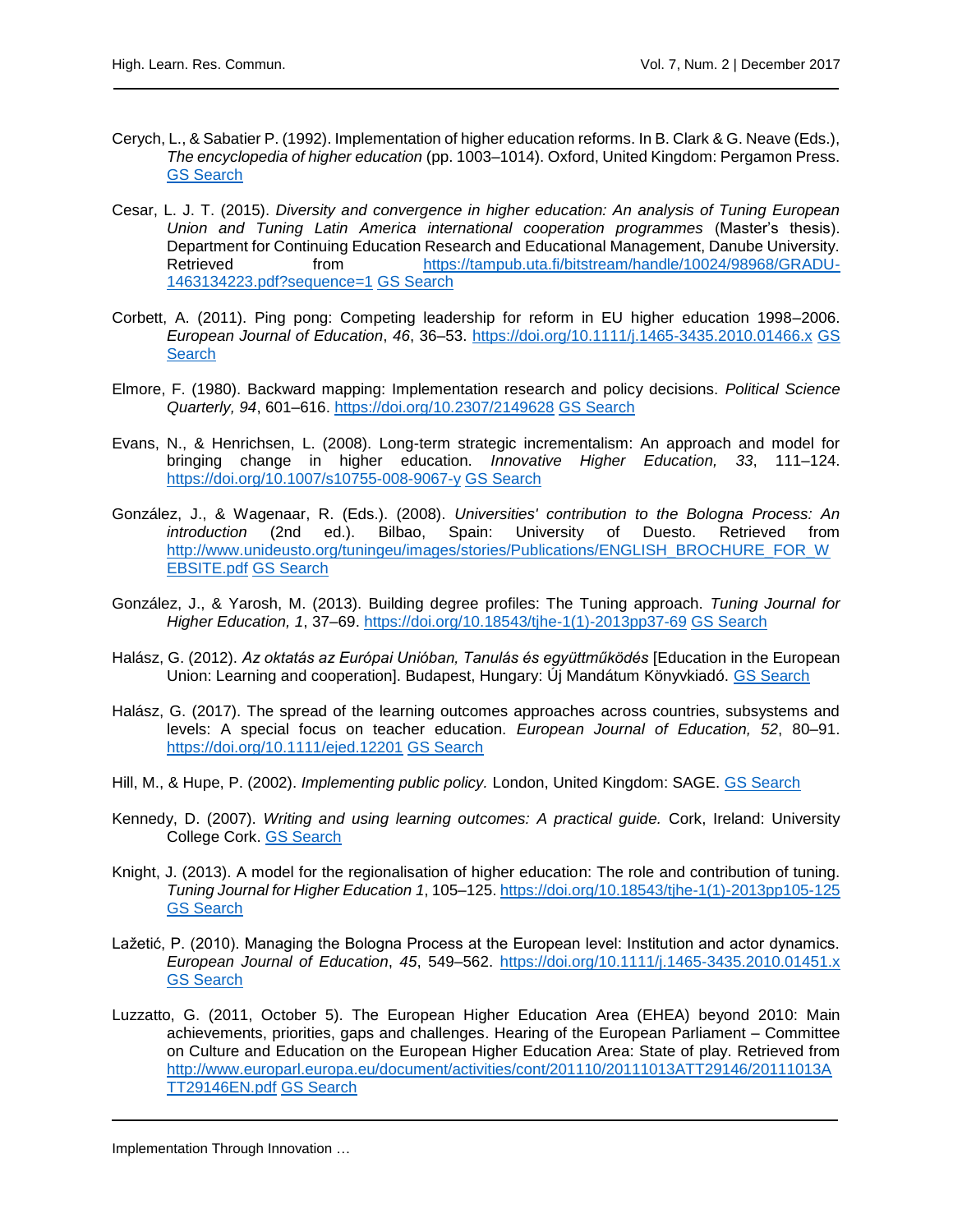Cerych, L., & Sabatier P. (1992). Implementation of higher education reforms. In B. Clark & G. Neave (Eds.), *The encyclopedia of higher education* (pp. 1003–1014). Oxford, United Kingdom: Pergamon Press. GS Search

Cesar, L. J. T. (2015). *Diversity and convergence in higher education: An analysis of Tuning European Union and Tuning Latin America international cooperation programmes* (Master's thesis). Department for Continuing Education Research and Educational Management, Danube University. Retrieved from https://tampub.uta.fi/bitstream/handle/10024/98968/GRADU-1463134223.pdf?sequence=1 GS Search

Corbett, A. (2011). Ping pong: Competing leadership for reform in EU higher education 1998–2006. *European Journal of Education*, *46*, 36–53. https://doi.org/10.1111/j.1465-3435.2010.01466.x GS Search

Elmore, F. (1980). Backward mapping: Implementation research and policy decisions. *Political Science Quarterly, 94*, 601–616. https://doi.org/10.2307/2149628 GS Search

Evans, N., & Henrichsen, L. (2008). Long-term strategic incrementalism: An approach and model for bringing change in higher education. *Innovative Higher Education, 33*, 111–124. https://doi.org/10.1007/s10755-008-9067-y GS Search

González, J., & Wagenaar, R. (Eds.). (2008). *Universities' contribution to the Bologna Process: An introduction* (2nd ed.). Bilbao, Spain: University of Duesto. Retrieved from http://www.unideusto.org/tuningeu/images/stories/Publications/ENGLISH_BROCHURE_FOR_WEBSITE.pdf GS Search

González, J., & Yarosh, M. (2013). Building degree profiles: The Tuning approach. *Tuning Journal for Higher Education, 1*, 37–69. https://doi.org/10.18543/tjhe-1(1)-2013pp37-69 GS Search

Halász, G. (2012). *Az oktatás az Európai Unióban, Tanulás és együttműködés* [Education in the European Union: Learning and cooperation]. Budapest, Hungary: Új Mandátum Könyvkiadó. GS Search

Halász, G. (2017). The spread of the learning outcomes approaches across countries, subsystems and levels: A special focus on teacher education. *European Journal of Education, 52*, 80–91. https://doi.org/10.1111/ejed.12201 GS Search

Hill, M., & Hupe, P. (2002). *Implementing public policy.* London, United Kingdom: SAGE. GS Search

Kennedy, D. (2007). *Writing and using learning outcomes: A practical guide.* Cork, Ireland: University College Cork. GS Search

Knight, J. (2013). A model for the regionalisation of higher education: The role and contribution of tuning. *Tuning Journal for Higher Education 1*, 105–125. https://doi.org/10.18543/tjhe-1(1)-2013pp105-125 GS Search

Lažetić, P. (2010). Managing the Bologna Process at the European level: Institution and actor dynamics. *European Journal of Education*, *45*, 549–562. https://doi.org/10.1111/j.1465-3435.2010.01451.x GS Search

Luzzatto, G. (2011, October 5). The European Higher Education Area (EHEA) beyond 2010: Main achievements, priorities, gaps and challenges. Hearing of the European Parliament – Committee on Culture and Education on the European Higher Education Area: State of play. Retrieved from http://www.europarl.europa.eu/document/activities/cont/201110/20111013ATT29146/20111013ATT29146EN.pdf GS Search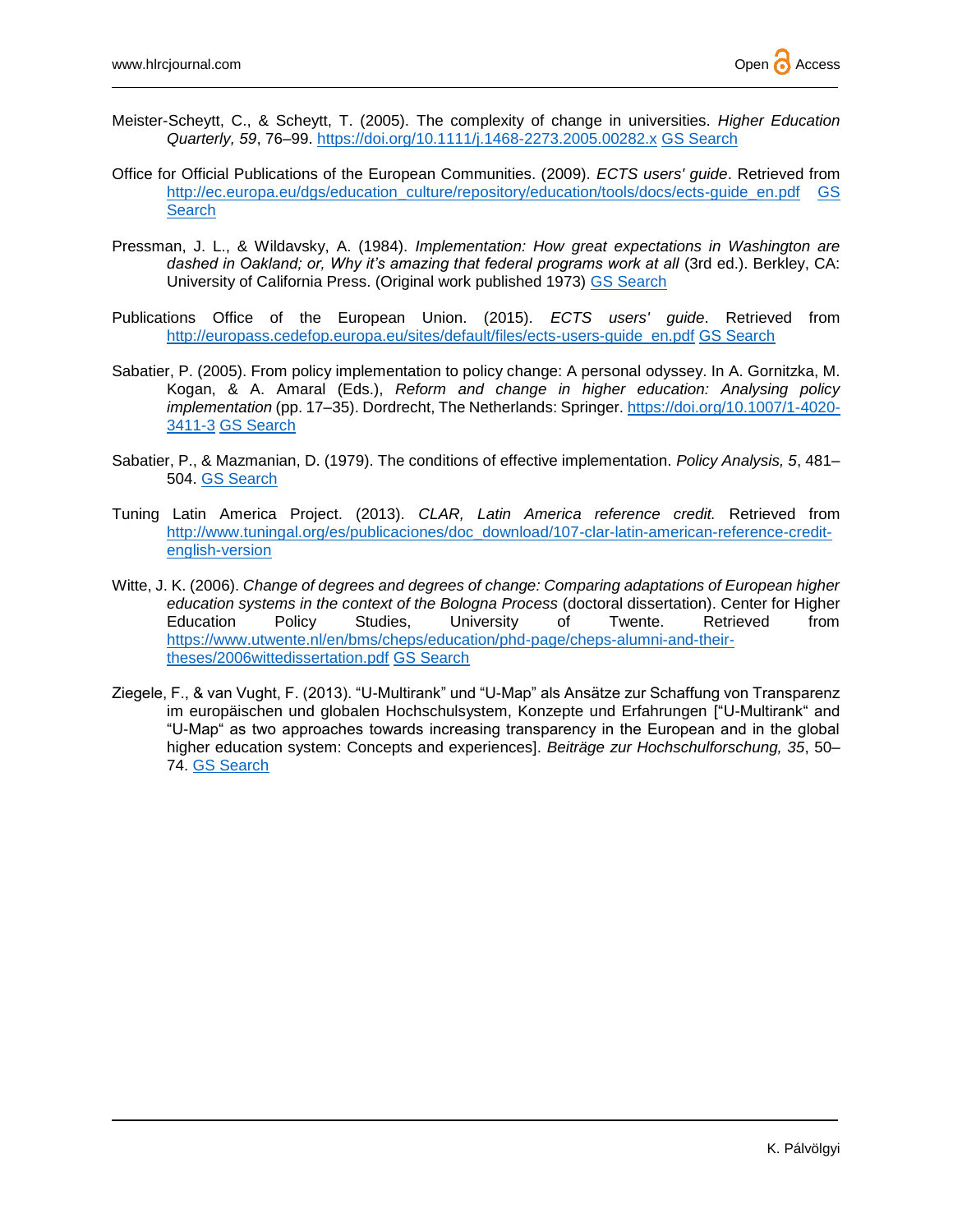Meister-Scheytt, C., & Scheytt, T. (2005). The complexity of change in universities. *Higher Education Quarterly, 59*, 76–99. https://doi.org/10.1111/j.1468-2273.2005.00282.x GS Search

Office for Official Publications of the European Communities. (2009). *ECTS users' guide*. Retrieved from http://ec.europa.eu/dgs/education_culture/repository/education/tools/docs/ects-guide_en.pdf GS Search

Pressman, J. L., & Wildavsky, A. (1984). *Implementation: How great expectations in Washington are dashed in Oakland; or, Why it's amazing that federal programs work at all* (3rd ed.). Berkley, CA: University of California Press. (Original work published 1973) GS Search

Publications Office of the European Union. (2015). *ECTS users' guide*. Retrieved from http://europass.cedefop.europa.eu/sites/default/files/ects-users-guide_en.pdf GS Search

Sabatier, P. (2005). From policy implementation to policy change: A personal odyssey. In A. Gornitzka, M. Kogan, & A. Amaral (Eds.), *Reform and change in higher education: Analysing policy implementation* (pp. 17–35). Dordrecht, The Netherlands: Springer. https://doi.org/10.1007/1-4020-3411-3 GS Search

Sabatier, P., & Mazmanian, D. (1979). The conditions of effective implementation. *Policy Analysis, 5*, 481–504. GS Search

Tuning Latin America Project. (2013). *CLAR, Latin America reference credit.* Retrieved from http://www.tuningal.org/es/publicaciones/doc_download/107-clar-latin-american-reference-credit-english-version

Witte, J. K. (2006). *Change of degrees and degrees of change: Comparing adaptations of European higher education systems in the context of the Bologna Process* (doctoral dissertation). Center for Higher Education Policy Studies, University of Twente. Retrieved from https://www.utwente.nl/en/bms/cheps/education/phd-page/cheps-alumni-and-their-theses/2006wittedissertation.pdf GS Search

Ziegele, F., & van Vught, F. (2013). "U-Multirank" und "U-Map" als Ansätze zur Schaffung von Transparenz im europäischen und globalen Hochschulsystem, Konzepte und Erfahrungen ["U-Multirank" and "U-Map" as two approaches towards increasing transparency in the European and in the global higher education system: Concepts and experiences]. *Beiträge zur Hochschulforschung, 35*, 50–74. GS Search